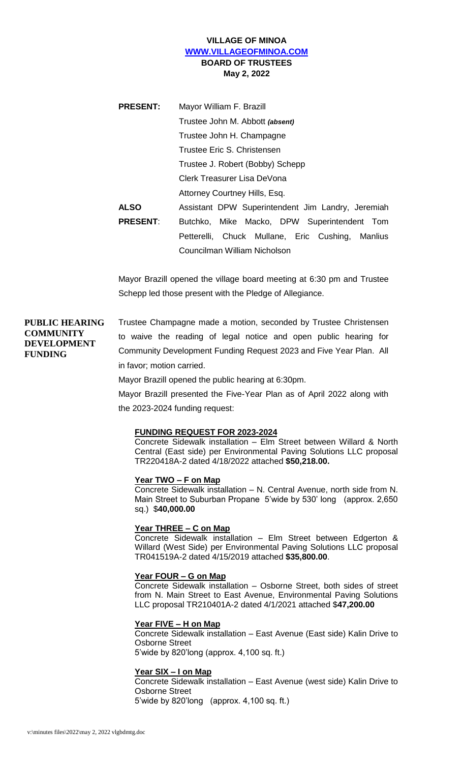**VILLAGE OF MINOA**
**WWW.VILLAGEOFMINOA.COM**
**BOARD OF TRUSTEES**
**May 2, 2022**

| | |
|---|---|
| **PRESENT:** | Mayor William F. Brazill |
| | Trustee John M. Abbott ***(absent)*** |
| | Trustee John H. Champagne |
| | Trustee Eric S. Christensen |
| | Trustee J. Robert (Bobby) Schepp |
| | Clerk Treasurer Lisa DeVona |
| | Attorney Courtney Hills, Esq. |
| **ALSO PRESENT**: | Assistant DPW Superintendent Jim Landry, Jeremiah Butchko, Mike Macko, DPW Superintendent Tom Petterelli, Chuck Mullane, Eric Cushing, Manlius Councilman William Nicholson |

Mayor Brazill opened the village board meeting at 6:30 pm and Trustee Schepp led those present with the Pledge of Allegiance.

**PUBLIC HEARING COMMUNITY DEVELOPMENT FUNDING**

Trustee Champagne made a motion, seconded by Trustee Christensen to waive the reading of legal notice and open public hearing for Community Development Funding Request 2023 and Five Year Plan. All in favor; motion carried.

Mayor Brazill opened the public hearing at 6:30pm.

Mayor Brazill presented the Five-Year Plan as of April 2022 along with the 2023-2024 funding request:

**FUNDING REQUEST FOR 2023-2024**
Concrete Sidewalk installation – Elm Street between Willard & North Central (East side) per Environmental Paving Solutions LLC proposal TR220418A-2 dated 4/18/2022 attached **$50,218.00.**

**Year TWO – F on Map**
Concrete Sidewalk installation – N. Central Avenue, north side from N. Main Street to Suburban Propane 5'wide by 530' long (approx. 2,650 sq.) $**40,000.00**

**Year THREE – C on Map**
Concrete Sidewalk installation – Elm Street between Edgerton & Willard (West Side) per Environmental Paving Solutions LLC proposal TR041519A-2 dated 4/15/2019 attached **$35,800.00**.

**Year FOUR – G on Map**
Concrete Sidewalk installation – Osborne Street, both sides of street from N. Main Street to East Avenue, Environmental Paving Solutions LLC proposal TR210401A-2 dated 4/1/2021 attached $**47,200.00**

**Year FIVE – H on Map**
Concrete Sidewalk installation – East Avenue (East side) Kalin Drive to Osborne Street
5'wide by 820'long (approx. 4,100 sq. ft.)

**Year SIX – I on Map**
Concrete Sidewalk installation – East Avenue (west side) Kalin Drive to Osborne Street
5'wide by 820'long (approx. 4,100 sq. ft.)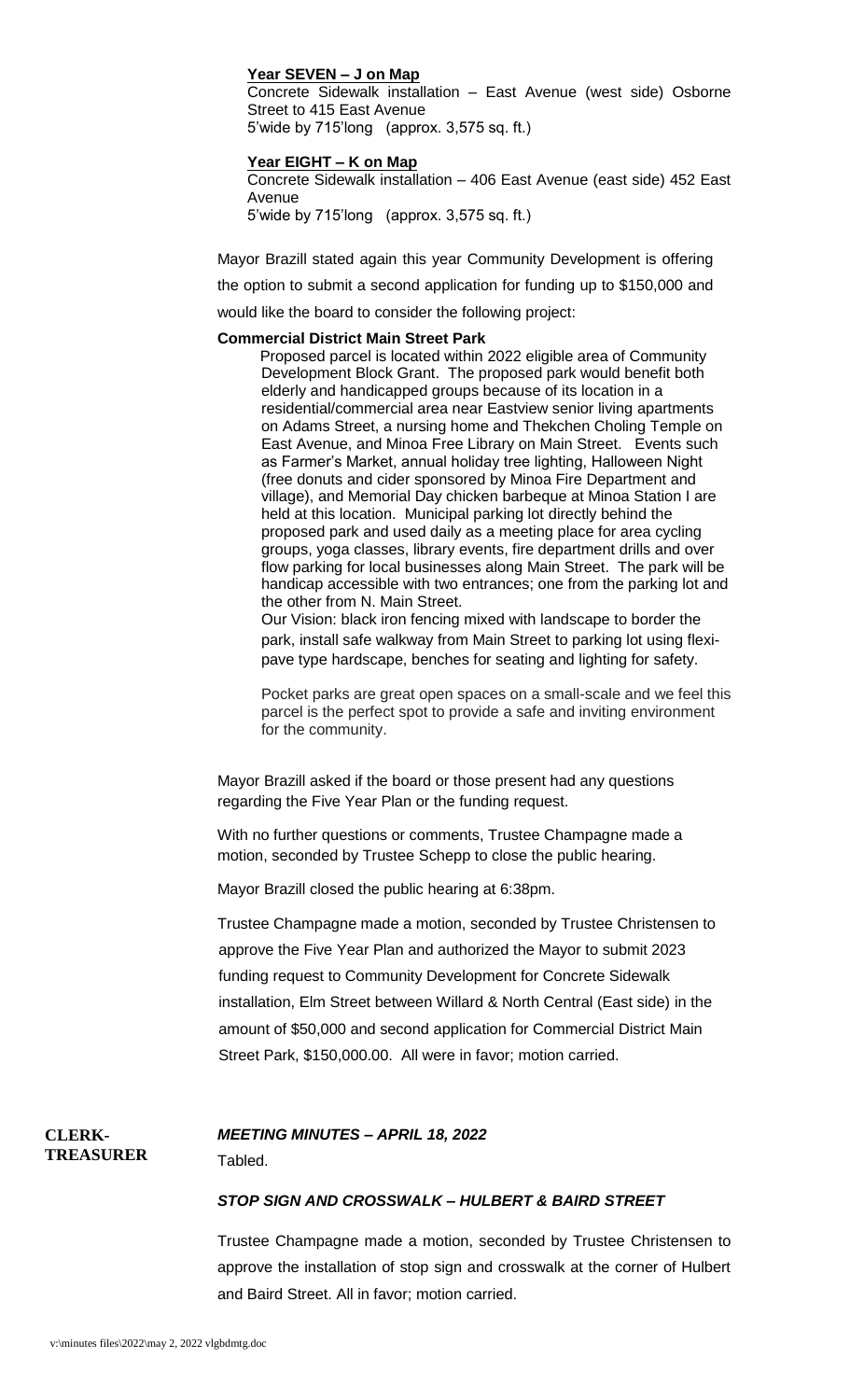**Year SEVEN – J on Map**

Concrete Sidewalk installation – East Avenue (west side) Osborne Street to 415 East Avenue
5'wide by 715'long (approx. 3,575 sq. ft.)

**Year EIGHT – K on Map**

Concrete Sidewalk installation – 406 East Avenue (east side) 452 East Avenue
5'wide by 715'long (approx. 3,575 sq. ft.)

Mayor Brazill stated again this year Community Development is offering the option to submit a second application for funding up to $150,000 and would like the board to consider the following project:

**Commercial District Main Street Park**

Proposed parcel is located within 2022 eligible area of Community Development Block Grant. The proposed park would benefit both elderly and handicapped groups because of its location in a residential/commercial area near Eastview senior living apartments on Adams Street, a nursing home and Thekchen Choling Temple on East Avenue, and Minoa Free Library on Main Street. Events such as Farmer's Market, annual holiday tree lighting, Halloween Night (free donuts and cider sponsored by Minoa Fire Department and village), and Memorial Day chicken barbeque at Minoa Station I are held at this location. Municipal parking lot directly behind the proposed park and used daily as a meeting place for area cycling groups, yoga classes, library events, fire department drills and over flow parking for local businesses along Main Street. The park will be handicap accessible with two entrances; one from the parking lot and the other from N. Main Street.

Our Vision: black iron fencing mixed with landscape to border the park, install safe walkway from Main Street to parking lot using flexi-pave type hardscape, benches for seating and lighting for safety.

Pocket parks are great open spaces on a small-scale and we feel this parcel is the perfect spot to provide a safe and inviting environment for the community.

Mayor Brazill asked if the board or those present had any questions regarding the Five Year Plan or the funding request.

With no further questions or comments, Trustee Champagne made a motion, seconded by Trustee Schepp to close the public hearing.

Mayor Brazill closed the public hearing at 6:38pm.

Trustee Champagne made a motion, seconded by Trustee Christensen to approve the Five Year Plan and authorized the Mayor to submit 2023 funding request to Community Development for Concrete Sidewalk installation, Elm Street between Willard & North Central (East side) in the amount of $50,000 and second application for Commercial District Main Street Park, $150,000.00. All were in favor; motion carried.

**CLERK-TREASURER**

***MEETING MINUTES – APRIL 18, 2022***

Tabled.

***STOP SIGN AND CROSSWALK – HULBERT & BAIRD STREET***

Trustee Champagne made a motion, seconded by Trustee Christensen to approve the installation of stop sign and crosswalk at the corner of Hulbert and Baird Street. All in favor; motion carried.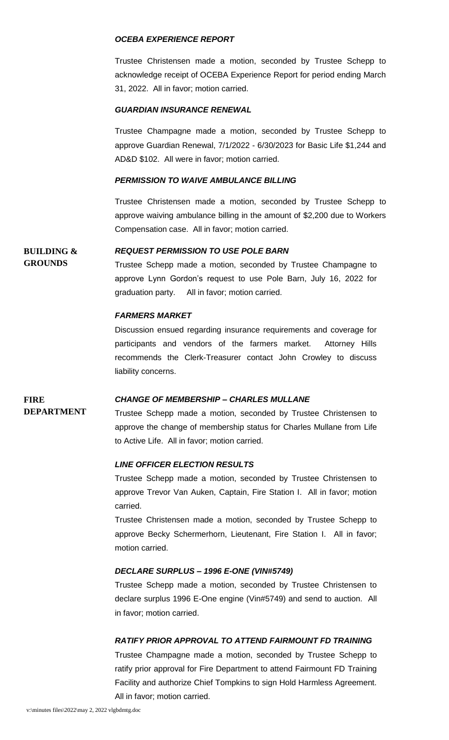***OCEBA EXPERIENCE REPORT***

Trustee Christensen made a motion, seconded by Trustee Schepp to acknowledge receipt of OCEBA Experience Report for period ending March 31, 2022. All in favor; motion carried.

***GUARDIAN INSURANCE RENEWAL***

Trustee Champagne made a motion, seconded by Trustee Schepp to approve Guardian Renewal, 7/1/2022 - 6/30/2023 for Basic Life $1,244 and AD&D $102. All were in favor; motion carried.

***PERMISSION TO WAIVE AMBULANCE BILLING***

Trustee Christensen made a motion, seconded by Trustee Schepp to approve waiving ambulance billing in the amount of $2,200 due to Workers Compensation case. All in favor; motion carried.

**BUILDING & GROUNDS**

***REQUEST PERMISSION TO USE POLE BARN***

Trustee Schepp made a motion, seconded by Trustee Champagne to approve Lynn Gordon's request to use Pole Barn, July 16, 2022 for graduation party. All in favor; motion carried.

***FARMERS MARKET***

Discussion ensued regarding insurance requirements and coverage for participants and vendors of the farmers market. Attorney Hills recommends the Clerk-Treasurer contact John Crowley to discuss liability concerns.

**FIRE DEPARTMENT**

***CHANGE OF MEMBERSHIP – CHARLES MULLANE***

Trustee Schepp made a motion, seconded by Trustee Christensen to approve the change of membership status for Charles Mullane from Life to Active Life. All in favor; motion carried.

***LINE OFFICER ELECTION RESULTS***

Trustee Schepp made a motion, seconded by Trustee Christensen to approve Trevor Van Auken, Captain, Fire Station I. All in favor; motion carried.

Trustee Christensen made a motion, seconded by Trustee Schepp to approve Becky Schermerhorn, Lieutenant, Fire Station I. All in favor; motion carried.

***DECLARE SURPLUS – 1996 E-ONE (VIN#5749)***

Trustee Schepp made a motion, seconded by Trustee Christensen to declare surplus 1996 E-One engine (Vin#5749) and send to auction. All in favor; motion carried.

***RATIFY PRIOR APPROVAL TO ATTEND FAIRMOUNT FD TRAINING***

Trustee Champagne made a motion, seconded by Trustee Schepp to ratify prior approval for Fire Department to attend Fairmount FD Training Facility and authorize Chief Tompkins to sign Hold Harmless Agreement. All in favor; motion carried.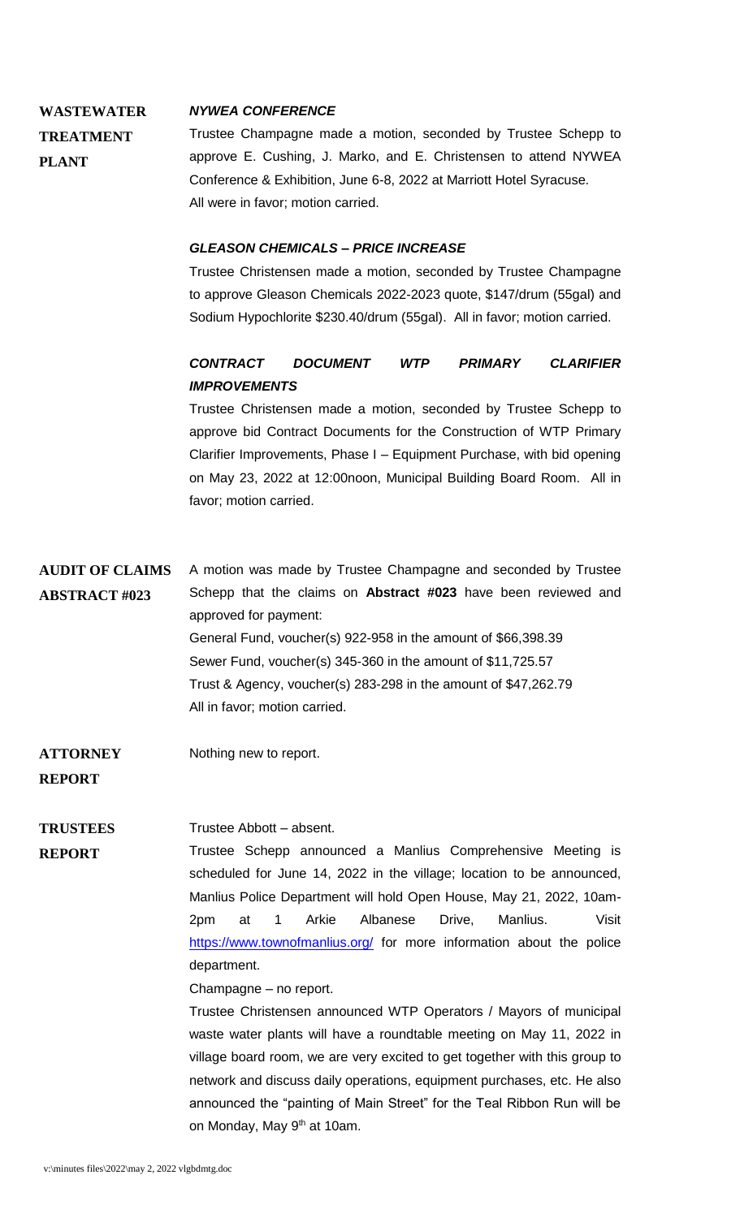**WASTEWATER TREATMENT PLANT**

***NYWEA CONFERENCE***

Trustee Champagne made a motion, seconded by Trustee Schepp to approve E. Cushing, J. Marko, and E. Christensen to attend NYWEA Conference & Exhibition, June 6-8, 2022 at Marriott Hotel Syracuse. All were in favor; motion carried.

***GLEASON CHEMICALS – PRICE INCREASE***

Trustee Christensen made a motion, seconded by Trustee Champagne to approve Gleason Chemicals 2022-2023 quote, $147/drum (55gal) and Sodium Hypochlorite $230.40/drum (55gal). All in favor; motion carried.

***CONTRACT DOCUMENT WTP PRIMARY CLARIFIER IMPROVEMENTS***

Trustee Christensen made a motion, seconded by Trustee Schepp to approve bid Contract Documents for the Construction of WTP Primary Clarifier Improvements, Phase I – Equipment Purchase, with bid opening on May 23, 2022 at 12:00noon, Municipal Building Board Room. All in favor; motion carried.

**AUDIT OF CLAIMS ABSTRACT #023**

A motion was made by Trustee Champagne and seconded by Trustee Schepp that the claims on **Abstract #023** have been reviewed and approved for payment:

General Fund, voucher(s) 922-958 in the amount of $66,398.39
Sewer Fund, voucher(s) 345-360 in the amount of $11,725.57
Trust & Agency, voucher(s) 283-298 in the amount of $47,262.79
All in favor; motion carried.

**ATTORNEY REPORT**

Nothing new to report.

**TRUSTEES REPORT**

Trustee Abbott – absent.

Trustee Schepp announced a Manlius Comprehensive Meeting is scheduled for June 14, 2022 in the village; location to be announced, Manlius Police Department will hold Open House, May 21, 2022, 10am-2pm at 1 Arkie Albanese Drive, Manlius. Visit https://www.townofmanlius.org/ for more information about the police department.

Champagne – no report.

Trustee Christensen announced WTP Operators / Mayors of municipal waste water plants will have a roundtable meeting on May 11, 2022 in village board room, we are very excited to get together with this group to network and discuss daily operations, equipment purchases, etc. He also announced the "painting of Main Street" for the Teal Ribbon Run will be on Monday, May 9th at 10am.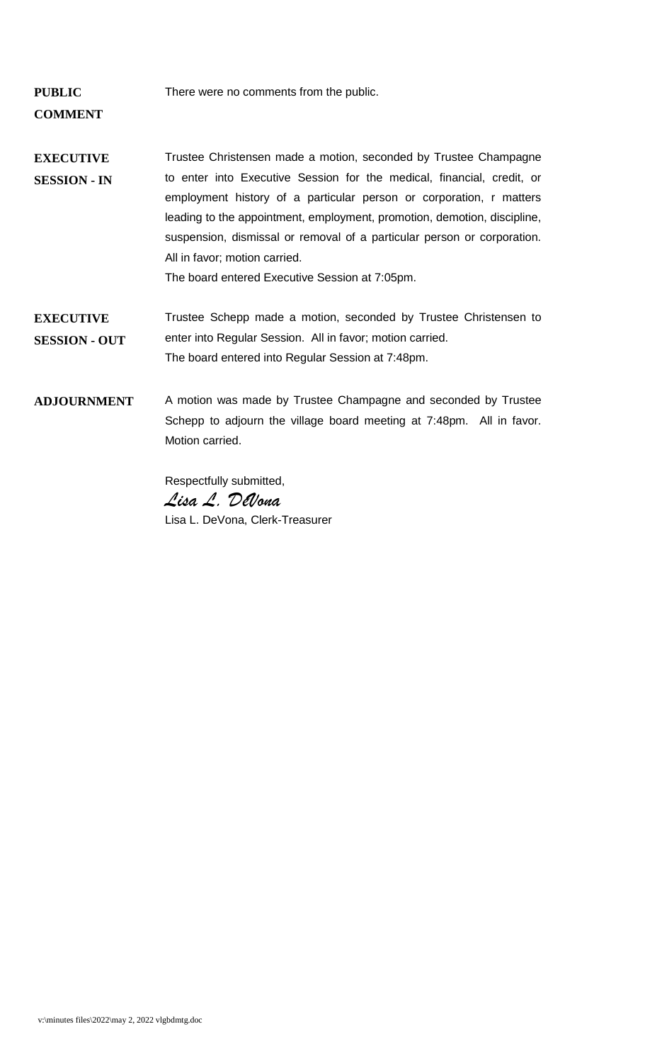**PUBLIC COMMENT** There were no comments from the public.

**EXECUTIVE SESSION - IN** Trustee Christensen made a motion, seconded by Trustee Champagne to enter into Executive Session for the medical, financial, credit, or employment history of a particular person or corporation, r matters leading to the appointment, employment, promotion, demotion, discipline, suspension, dismissal or removal of a particular person or corporation. All in favor; motion carried.

The board entered Executive Session at 7:05pm.

**EXECUTIVE SESSION - OUT** Trustee Schepp made a motion, seconded by Trustee Christensen to enter into Regular Session. All in favor; motion carried.

The board entered into Regular Session at 7:48pm.

**ADJOURNMENT** A motion was made by Trustee Champagne and seconded by Trustee Schepp to adjourn the village board meeting at 7:48pm. All in favor. Motion carried.

Respectfully submitted,

*Lisa L. DeVona*

Lisa L. DeVona, Clerk-Treasurer

v:\minutes files\2022\may 2, 2022 vlgbdmtg.doc